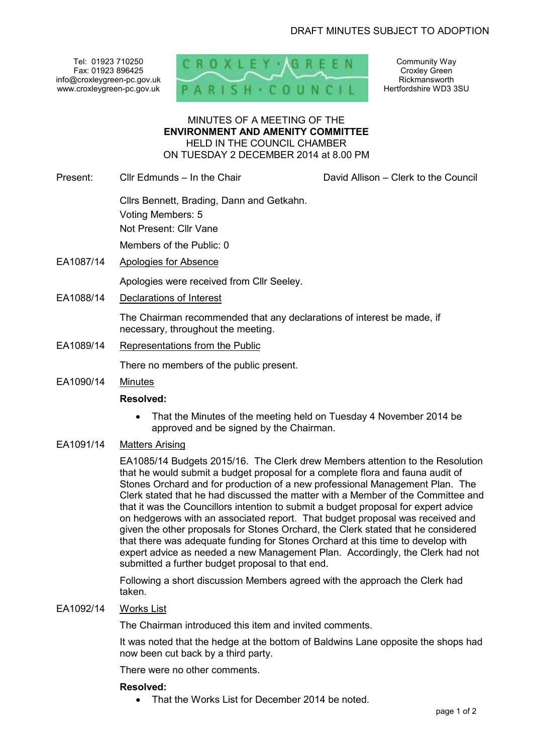DRAFT MINUTES SUBJECT TO ADOPTION

Tel: 01923 710250
Fax: 01923 896425
info@croxleygreen-pc.gov.uk
www.croxleygreen-pc.gov.uk

CROXLEY GREEN PARISH COUNCIL

Community Way
Croxley Green
Rickmansworth
Hertfordshire WD3 3SU

# MINUTES OF A MEETING OF THE **ENVIRONMENT AND AMENITY COMMITTEE** HELD IN THE COUNCIL CHAMBER ON TUESDAY 2 DECEMBER 2014 at 8.00 PM

Present: Cllr Edmunds – In the Chair — David Allison – Clerk to the Council

Cllrs Bennett, Brading, Dann and Getkahn.

Voting Members: 5

Not Present: Cllr Vane

Members of the Public: 0

**EA1087/14 Apologies for Absence**

Apologies were received from Cllr Seeley.

**EA1088/14 Declarations of Interest**

The Chairman recommended that any declarations of interest be made, if necessary, throughout the meeting.

**EA1089/14 Representations from the Public**

There no members of the public present.

**EA1090/14 Minutes**

**Resolved:**

- That the Minutes of the meeting held on Tuesday 4 November 2014 be approved and be signed by the Chairman.

**EA1091/14 Matters Arising**

EA1085/14 Budgets 2015/16. The Clerk drew Members attention to the Resolution that he would submit a budget proposal for a complete flora and fauna audit of Stones Orchard and for production of a new professional Management Plan. The Clerk stated that he had discussed the matter with a Member of the Committee and that it was the Councillors intention to submit a budget proposal for expert advice on hedgerows with an associated report. That budget proposal was received and given the other proposals for Stones Orchard, the Clerk stated that he considered that there was adequate funding for Stones Orchard at this time to develop with expert advice as needed a new Management Plan. Accordingly, the Clerk had not submitted a further budget proposal to that end.

Following a short discussion Members agreed with the approach the Clerk had taken.

**EA1092/14 Works List**

The Chairman introduced this item and invited comments.

It was noted that the hedge at the bottom of Baldwins Lane opposite the shops had now been cut back by a third party.

There were no other comments.

**Resolved:**

- That the Works List for December 2014 be noted.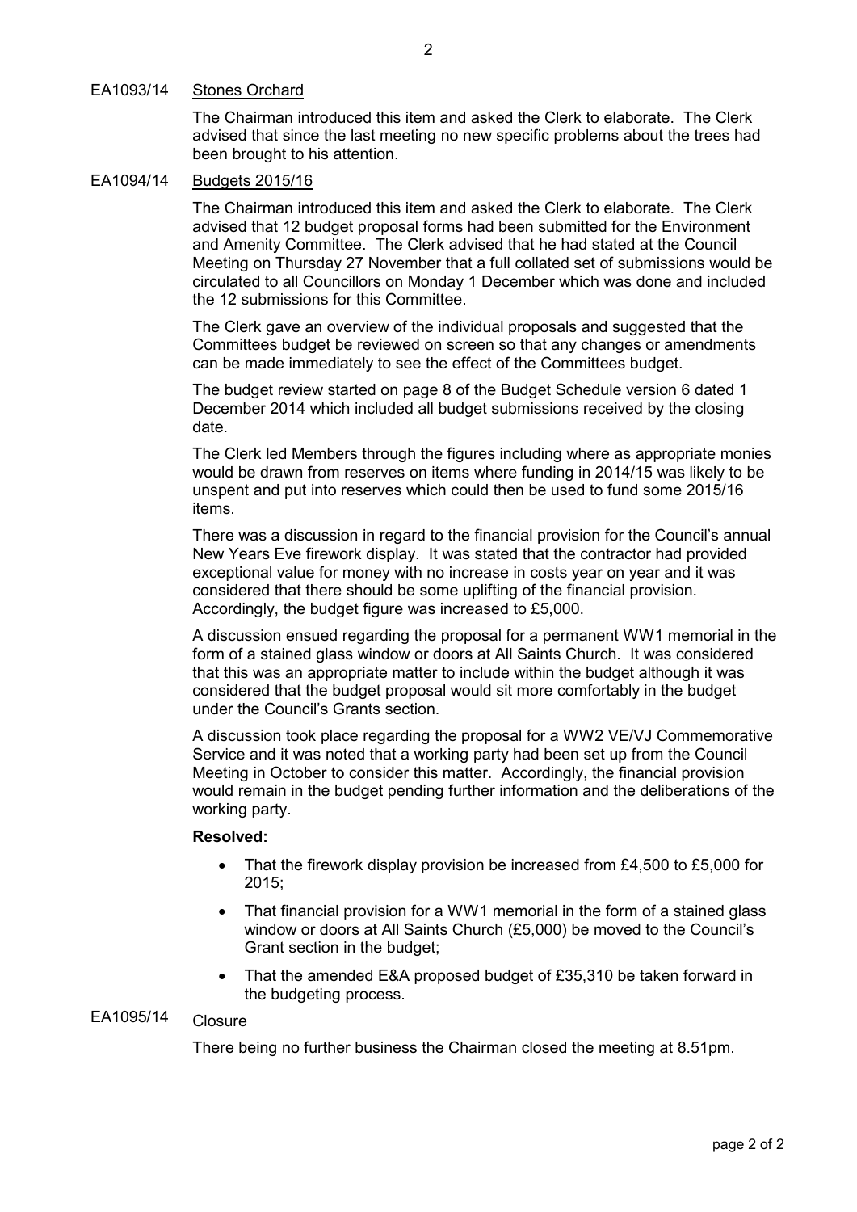EA1093/14 Stones Orchard

The Chairman introduced this item and asked the Clerk to elaborate. The Clerk advised that since the last meeting no new specific problems about the trees had been brought to his attention.

EA1094/14 Budgets 2015/16

The Chairman introduced this item and asked the Clerk to elaborate. The Clerk advised that 12 budget proposal forms had been submitted for the Environment and Amenity Committee. The Clerk advised that he had stated at the Council Meeting on Thursday 27 November that a full collated set of submissions would be circulated to all Councillors on Monday 1 December which was done and included the 12 submissions for this Committee.

The Clerk gave an overview of the individual proposals and suggested that the Committees budget be reviewed on screen so that any changes or amendments can be made immediately to see the effect of the Committees budget.

The budget review started on page 8 of the Budget Schedule version 6 dated 1 December 2014 which included all budget submissions received by the closing date.

The Clerk led Members through the figures including where as appropriate monies would be drawn from reserves on items where funding in 2014/15 was likely to be unspent and put into reserves which could then be used to fund some 2015/16 items.

There was a discussion in regard to the financial provision for the Council's annual New Years Eve firework display. It was stated that the contractor had provided exceptional value for money with no increase in costs year on year and it was considered that there should be some uplifting of the financial provision. Accordingly, the budget figure was increased to £5,000.

A discussion ensued regarding the proposal for a permanent WW1 memorial in the form of a stained glass window or doors at All Saints Church. It was considered that this was an appropriate matter to include within the budget although it was considered that the budget proposal would sit more comfortably in the budget under the Council's Grants section.

A discussion took place regarding the proposal for a WW2 VE/VJ Commemorative Service and it was noted that a working party had been set up from the Council Meeting in October to consider this matter. Accordingly, the financial provision would remain in the budget pending further information and the deliberations of the working party.

**Resolved:**

- That the firework display provision be increased from £4,500 to £5,000 for 2015;
- That financial provision for a WW1 memorial in the form of a stained glass window or doors at All Saints Church (£5,000) be moved to the Council's Grant section in the budget;
- That the amended E&A proposed budget of £35,310 be taken forward in the budgeting process.

EA1095/14 Closure

There being no further business the Chairman closed the meeting at 8.51pm.